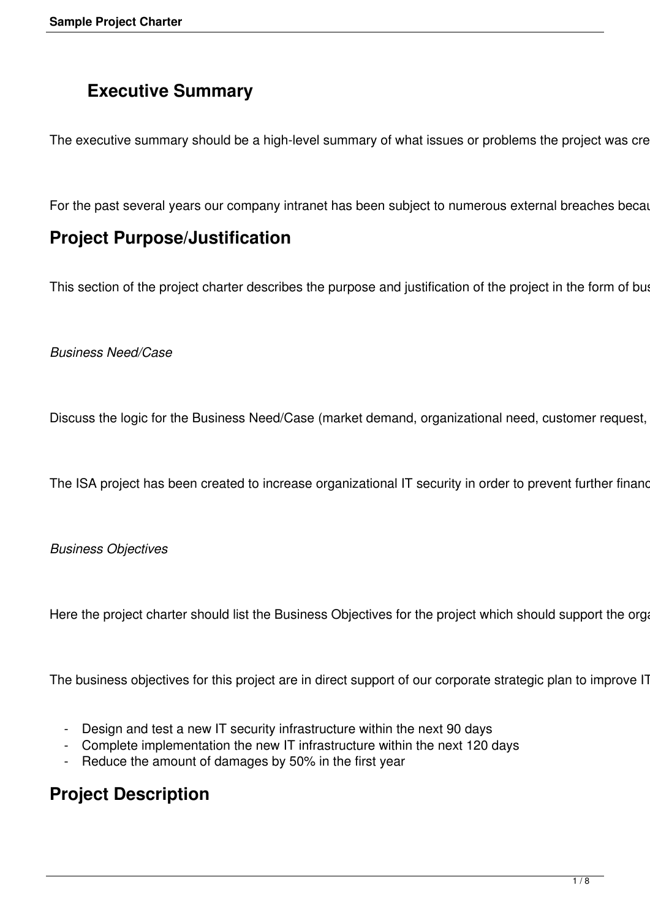## Executive Summary

The executive summary should be a high-level summary of what issues or problems the project was cre

For the past several years our company intranet has been subject to numerous external breaches becau

# Project Purpose/Justification

This section of the project charter describes the purpose and justification of the project in the form of bus

*Business Need/Case*

Discuss the logic for the Business Need/Case (market demand, organizational need, customer request,

The ISA project has been created to increase organizational IT security in order to prevent further financ

*Business Objectives*

Here the project charter should list the Business Objectives for the project which should support the orga

The business objectives for this project are in direct support of our corporate strategic plan to improve IT

- Design and test a new IT security infrastructure within the next 90 days
- Complete implementation the new IT infrastructure within the next 120 days
- Reduce the amount of damages by 50% in the first year

# Project Description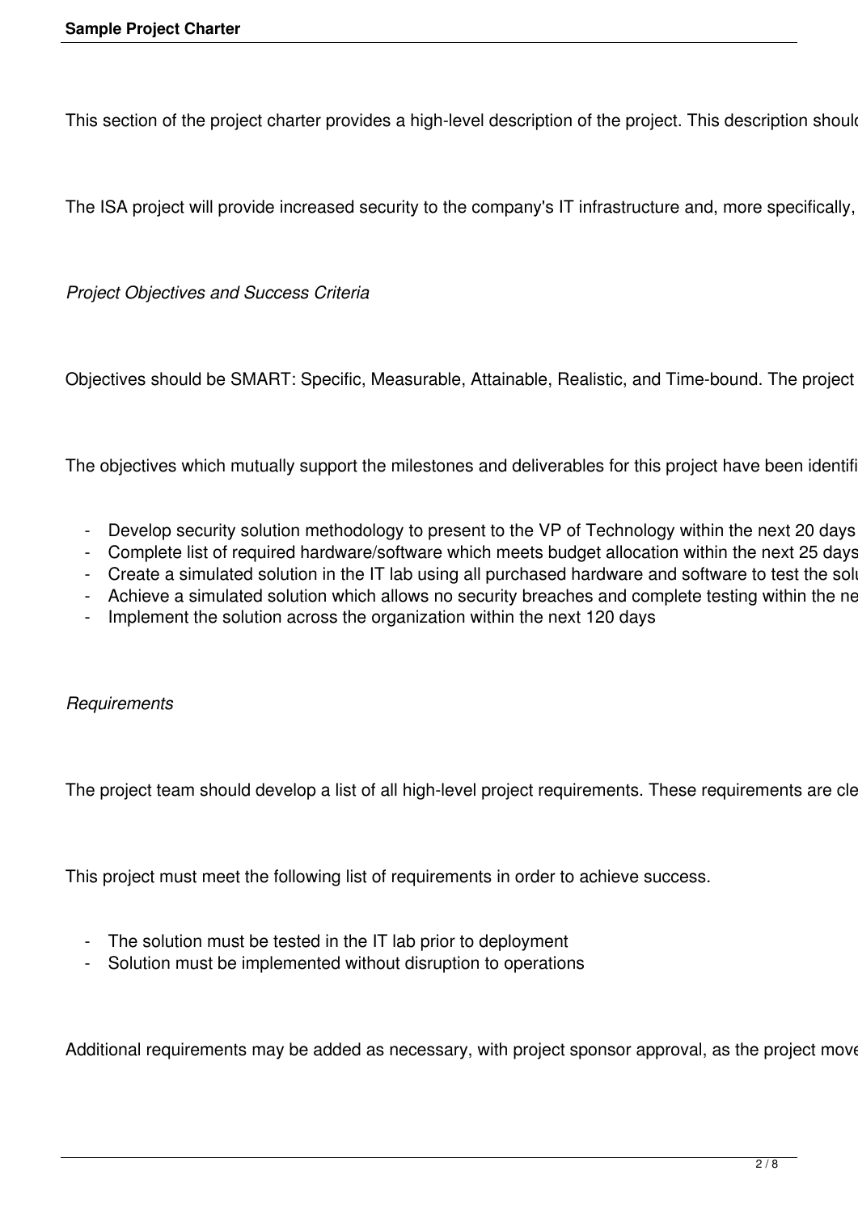This section of the project charter provides a high-level description of the project. This description should

The ISA project will provide increased security to the company's IT infrastructure and, more specifically,

*Project Objectives and Success Criteria*

Objectives should be SMART: Specific, Measurable, Attainable, Realistic, and Time-bound. The project

The objectives which mutually support the milestones and deliverables for this project have been identifi

- Develop security solution methodology to present to the VP of Technology within the next 20 days
- Complete list of required hardware/software which meets budget allocation within the next 25 days
- Create a simulated solution in the IT lab using all purchased hardware and software to test the solu
- Achieve a simulated solution which allows no security breaches and complete testing within the ne
- Implement the solution across the organization within the next 120 days

*Requirements*

The project team should develop a list of all high-level project requirements. These requirements are cle

This project must meet the following list of requirements in order to achieve success.

- The solution must be tested in the IT lab prior to deployment
- Solution must be implemented without disruption to operations

Additional requirements may be added as necessary, with project sponsor approval, as the project move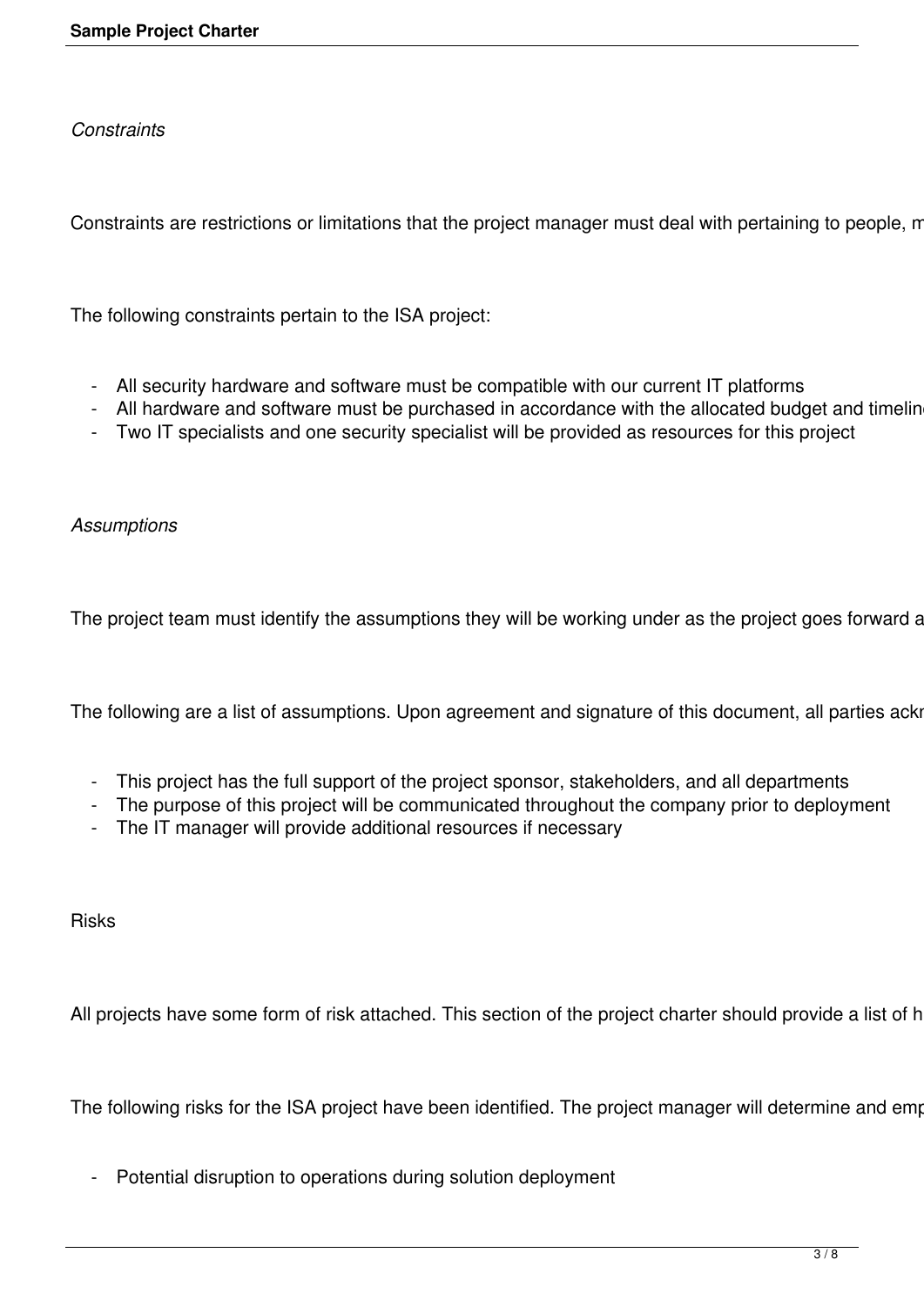*Constraints*

Constraints are restrictions or limitations that the project manager must deal with pertaining to people, m

The following constraints pertain to the ISA project:

- All security hardware and software must be compatible with our current IT platforms
- All hardware and software must be purchased in accordance with the allocated budget and timelin
- Two IT specialists and one security specialist will be provided as resources for this project

*Assumptions*

The project team must identify the assumptions they will be working under as the project goes forward a

The following are a list of assumptions. Upon agreement and signature of this document, all parties ack

- This project has the full support of the project sponsor, stakeholders, and all departments
- The purpose of this project will be communicated throughout the company prior to deployment
- The IT manager will provide additional resources if necessary

Risks

All projects have some form of risk attached. This section of the project charter should provide a list of h

The following risks for the ISA project have been identified. The project manager will determine and em

- Potential disruption to operations during solution deployment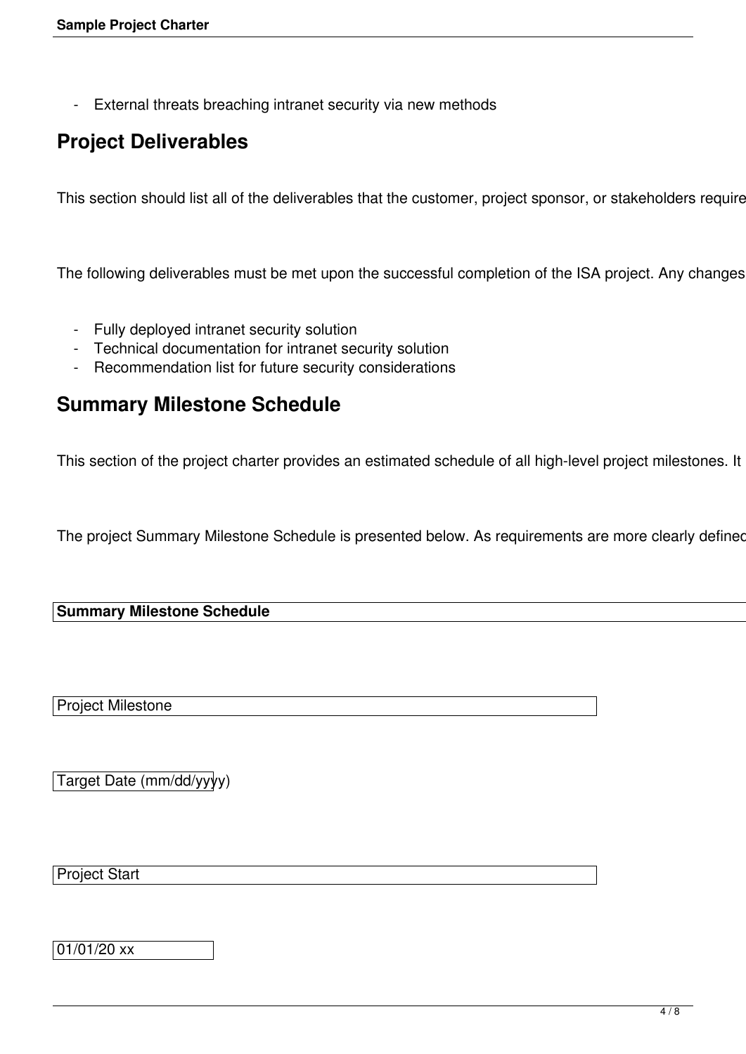- External threats breaching intranet security via new methods

## Project Deliverables

This section should list all of the deliverables that the customer, project sponsor, or stakeholders require

The following deliverables must be met upon the successful completion of the ISA project. Any changes

- Fully deployed intranet security solution
- Technical documentation for intranet security solution
- Recommendation list for future security considerations

## Summary Milestone Schedule

This section of the project charter provides an estimated schedule of all high-level project milestones. It

The project Summary Milestone Schedule is presented below. As requirements are more clearly defined

| **Summary Milestone Schedule** | |
|---|---|
| Project Milestone | Target Date (mm/dd/yyyy) |
| Project Start | 01/01/20 xx |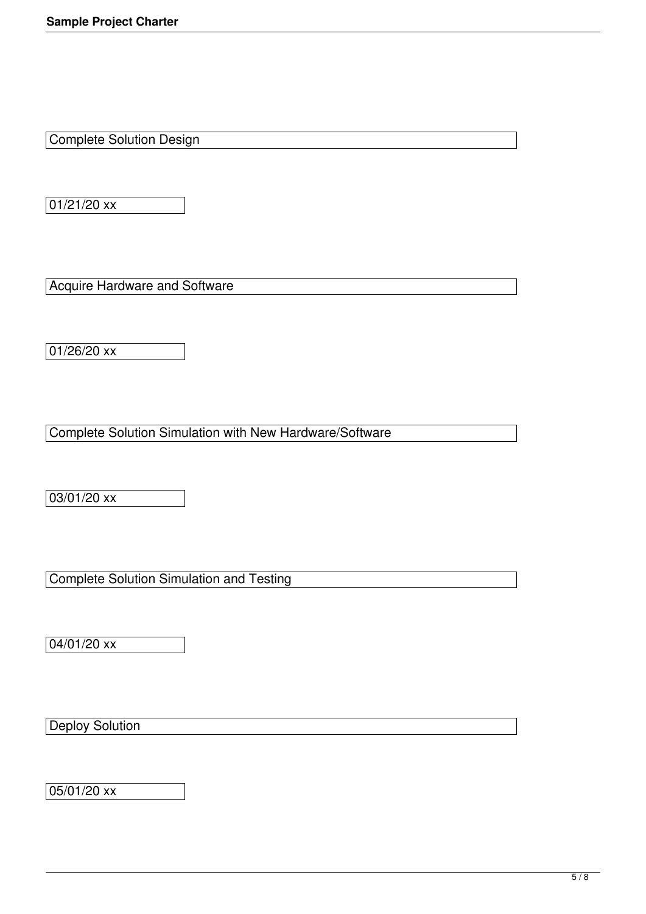Complete Solution Design

01/21/20 xx

Acquire Hardware and Software

01/26/20 xx

Complete Solution Simulation with New Hardware/Software

03/01/20 xx

Complete Solution Simulation and Testing

04/01/20 xx

Deploy Solution

05/01/20 xx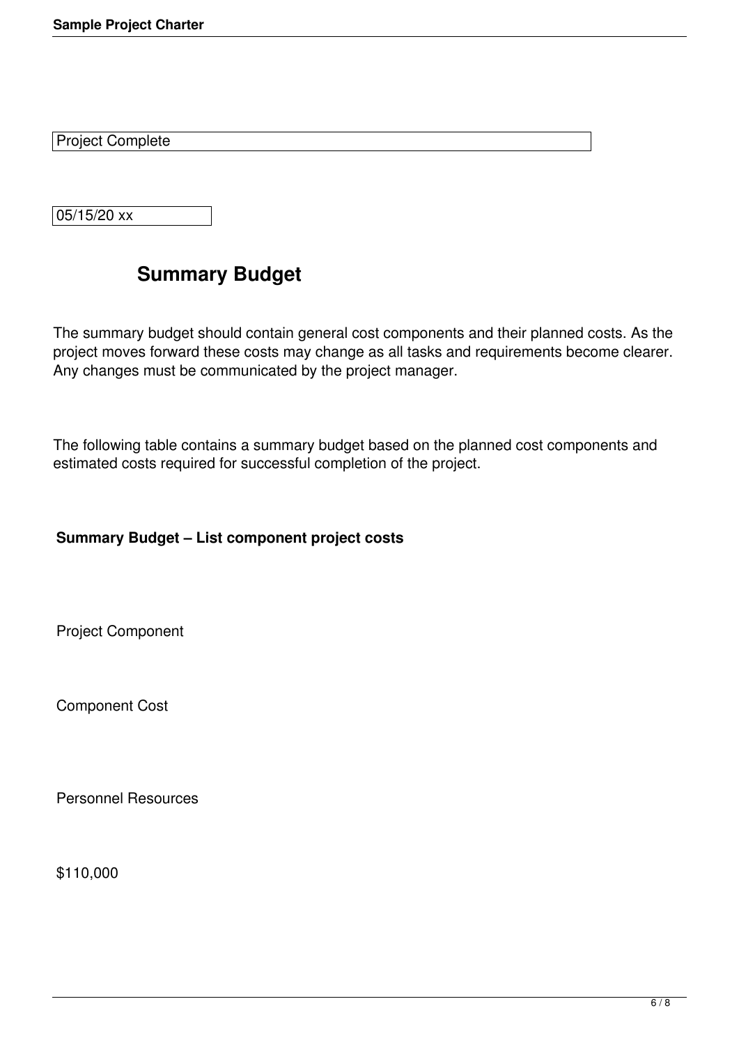Project Complete

05/15/20 xx

## Summary Budget

The summary budget should contain general cost components and their planned costs. As the project moves forward these costs may change as all tasks and requirements become clearer. Any changes must be communicated by the project manager.

The following table contains a summary budget based on the planned cost components and estimated costs required for successful completion of the project.

**Summary Budget – List component project costs**

| Project Component | Component Cost |
|---|---|
| Personnel Resources | $110,000 |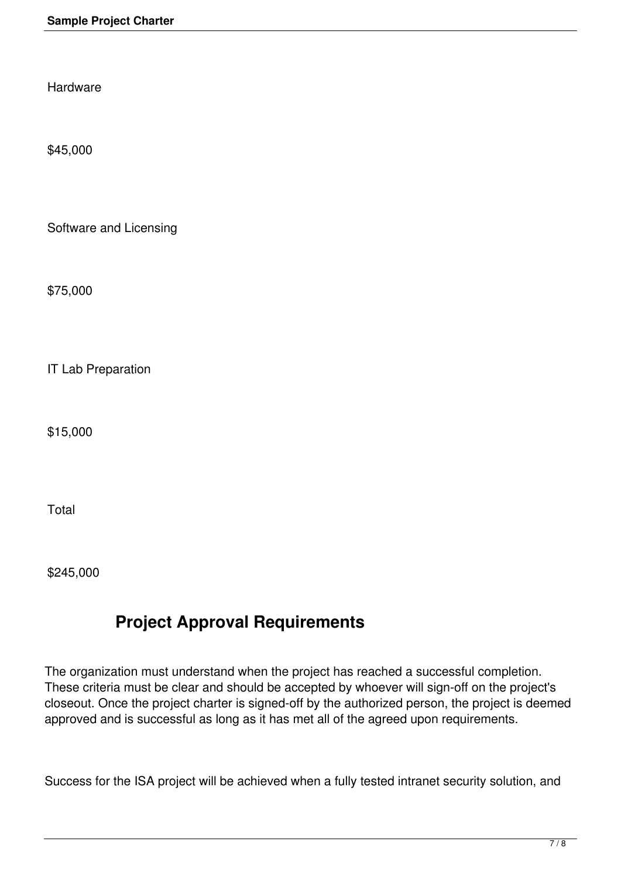Hardware

$45,000

Software and Licensing

$75,000

IT Lab Preparation

$15,000

Total

$245,000

## Project Approval Requirements

The organization must understand when the project has reached a successful completion. These criteria must be clear and should be accepted by whoever will sign-off on the project's closeout. Once the project charter is signed-off by the authorized person, the project is deemed approved and is successful as long as it has met all of the agreed upon requirements.

Success for the ISA project will be achieved when a fully tested intranet security solution, and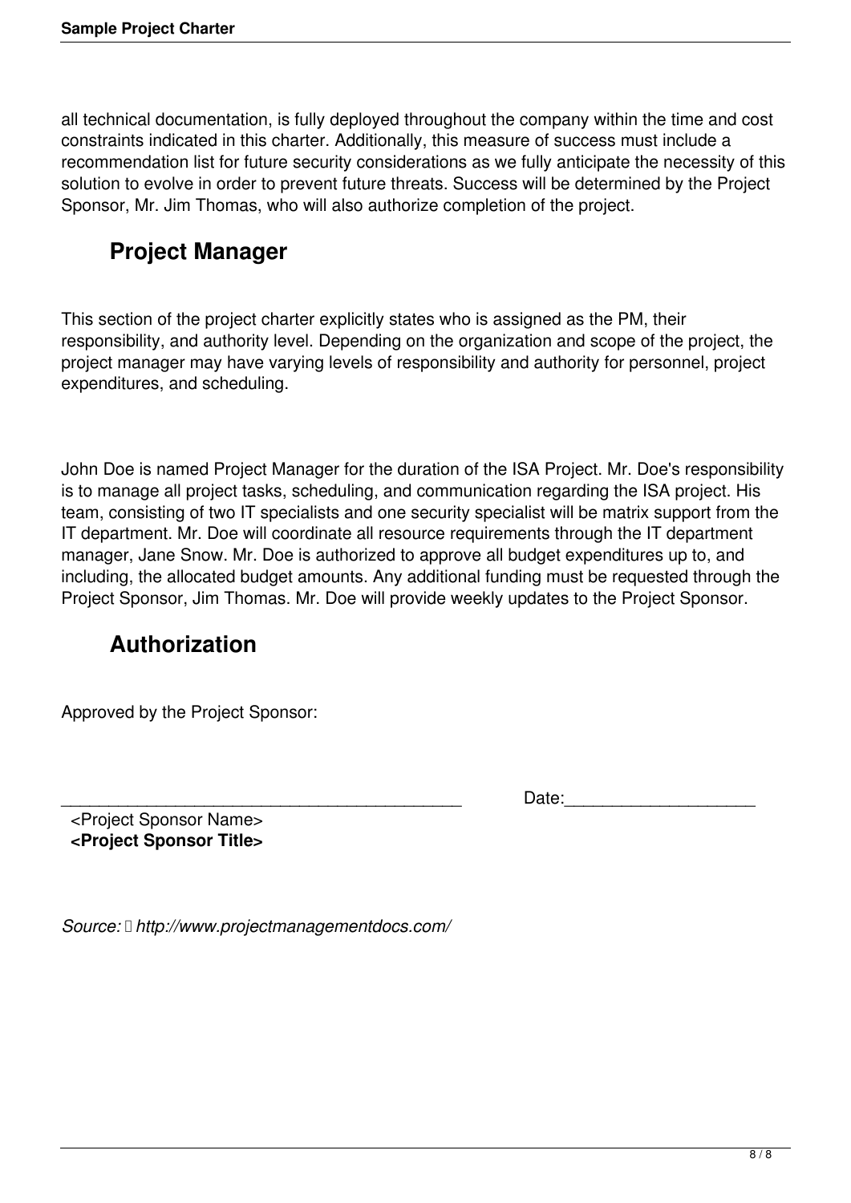all technical documentation, is fully deployed throughout the company within the time and cost constraints indicated in this charter. Additionally, this measure of success must include a recommendation list for future security considerations as we fully anticipate the necessity of this solution to evolve in order to prevent future threats. Success will be determined by the Project Sponsor, Mr. Jim Thomas, who will also authorize completion of the project.

## Project Manager

This section of the project charter explicitly states who is assigned as the PM, their responsibility, and authority level. Depending on the organization and scope of the project, the project manager may have varying levels of responsibility and authority for personnel, project expenditures, and scheduling.

John Doe is named Project Manager for the duration of the ISA Project. Mr. Doe's responsibility is to manage all project tasks, scheduling, and communication regarding the ISA project. His team, consisting of two IT specialists and one security specialist will be matrix support from the IT department. Mr. Doe will coordinate all resource requirements through the IT department manager, Jane Snow. Mr. Doe is authorized to approve all budget expenditures up to, and including, the allocated budget amounts. Any additional funding must be requested through the Project Sponsor, Jim Thomas. Mr. Doe will provide weekly updates to the Project Sponsor.

## Authorization

Approved by the Project Sponsor:

___________________________________________ Date:____________________

<Project Sponsor Name>
**<Project Sponsor Title>**

*Source: http://www.projectmanagementdocs.com/*